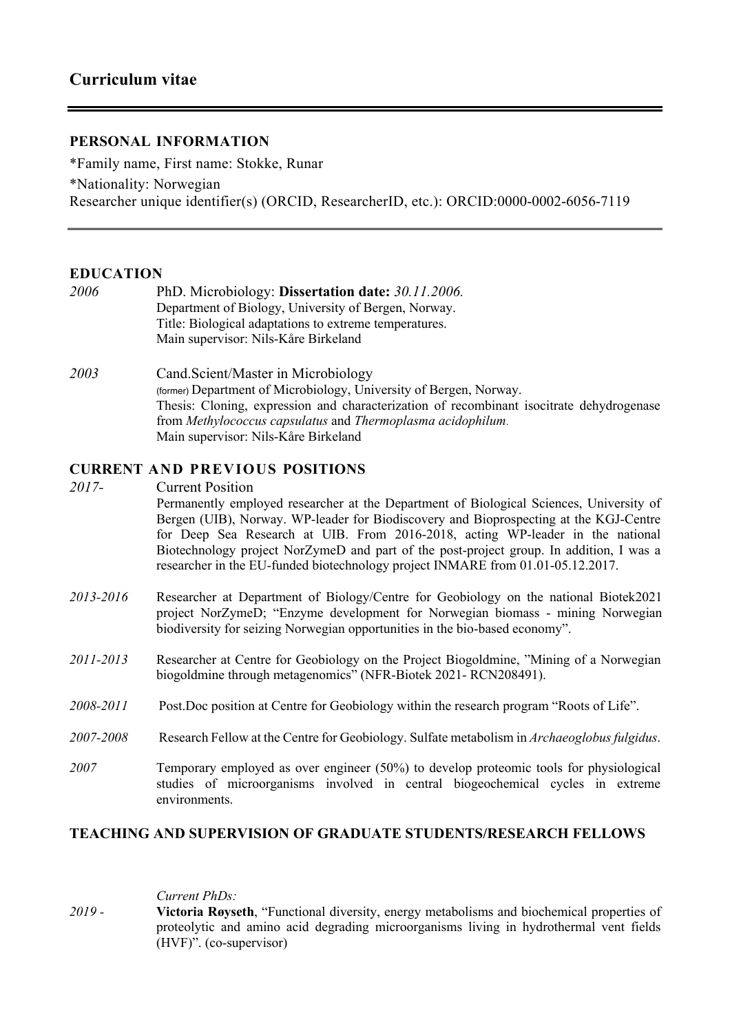# Curriculum vitae

## PERSONAL INFORMATION

*Family name, First name: Stokke, Runar

*Nationality: Norwegian

Researcher unique identifier(s) (ORCID, ResearcherID, etc.): ORCID:0000-0002-6056-7119

## EDUCATION

*2006* PhD. Microbiology: **Dissertation date:** *30.11.2006.*
Department of Biology, University of Bergen, Norway.
Title: Biological adaptations to extreme temperatures.
Main supervisor: Nils-Kåre Birkeland

*2003* Cand.Scient/Master in Microbiology
(former) Department of Microbiology, University of Bergen, Norway.
Thesis: Cloning, expression and characterization of recombinant isocitrate dehydrogenase from *Methylococcus capsulatus* and *Thermoplasma acidophilum*.
Main supervisor: Nils-Kåre Birkeland

## CURRENT AND PREVIOUS POSITIONS

*2017-* Current Position
Permanently employed researcher at the Department of Biological Sciences, University of Bergen (UIB), Norway. WP-leader for Biodiscovery and Bioprospecting at the KGJ-Centre for Deep Sea Research at UIB. From 2016-2018, acting WP-leader in the national Biotechnology project NorZymeD and part of the post-project group. In addition, I was a researcher in the EU-funded biotechnology project INMARE from 01.01-05.12.2017.

*2013-2016* Researcher at Department of Biology/Centre for Geobiology on the national Biotek2021 project NorZymeD; "Enzyme development for Norwegian biomass - mining Norwegian biodiversity for seizing Norwegian opportunities in the bio-based economy".

*2011-2013* Researcher at Centre for Geobiology on the Project Biogoldmine, "Mining of a Norwegian biogoldmine through metagenomics" (NFR-Biotek 2021- RCN208491).

*2008-2011* Post.Doc position at Centre for Geobiology within the research program "Roots of Life".

*2007-2008* Research Fellow at the Centre for Geobiology. Sulfate metabolism in *Archaeoglobus fulgidus*.

*2007* Temporary employed as over engineer (50%) to develop proteomic tools for physiological studies of microorganisms involved in central biogeochemical cycles in extreme environments.

## TEACHING AND SUPERVISION OF GRADUATE STUDENTS/RESEARCH FELLOWS

*Current PhDs:*

*2019 -* **Victoria Røyseth**, "Functional diversity, energy metabolisms and biochemical properties of proteolytic and amino acid degrading microorganisms living in hydrothermal vent fields (HVF)". (co-supervisor)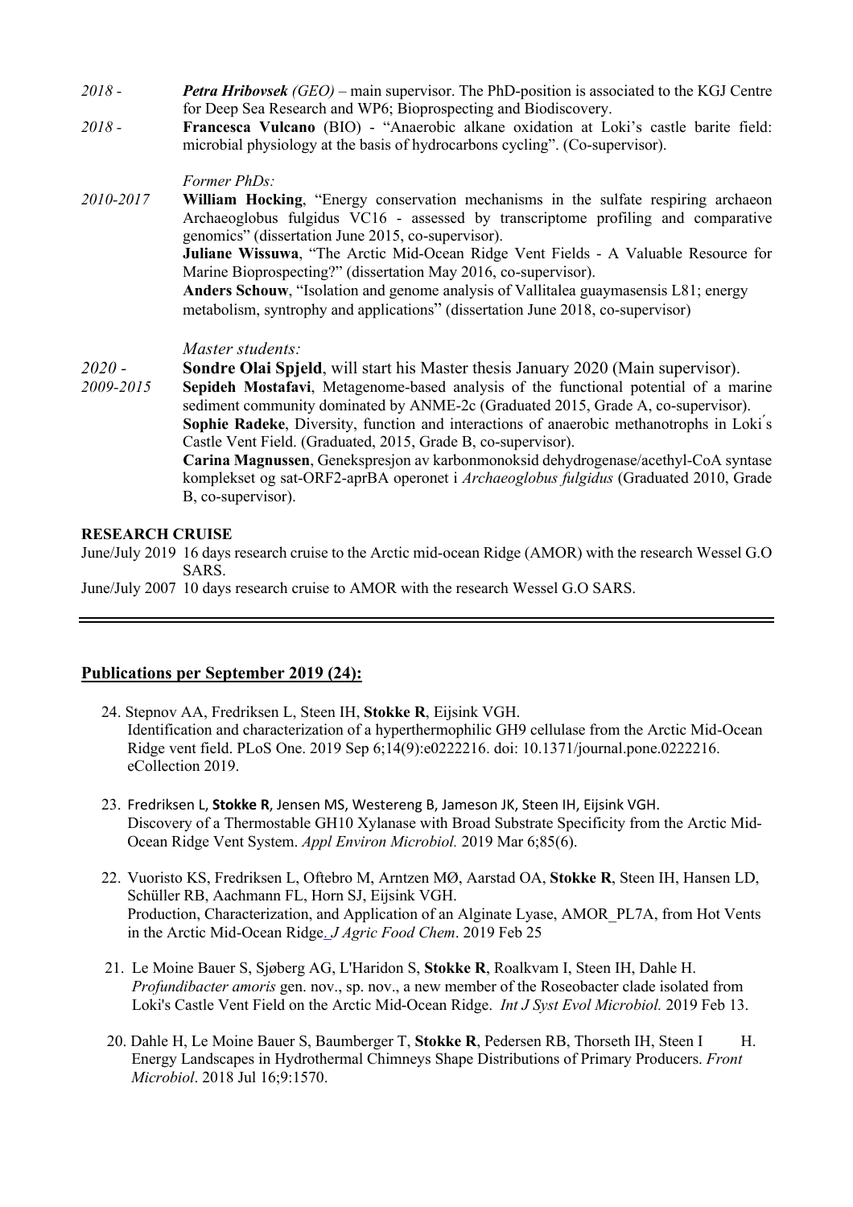*2018 -* ***Petra Hribovsek*** *(GEO)* – main supervisor. The PhD-position is associated to the KGJ Centre for Deep Sea Research and WP6; Bioprospecting and Biodiscovery.

*2018 -* **Francesca Vulcano** (BIO) - "Anaerobic alkane oxidation at Loki's castle barite field: microbial physiology at the basis of hydrocarbons cycling". (Co-supervisor).

*Former PhDs:*

*2010-2017* **William Hocking**, "Energy conservation mechanisms in the sulfate respiring archaeon Archaeoglobus fulgidus VC16 - assessed by transcriptome profiling and comparative genomics" (dissertation June 2015, co-supervisor).

**Juliane Wissuwa**, "The Arctic Mid-Ocean Ridge Vent Fields - A Valuable Resource for Marine Bioprospecting?" (dissertation May 2016, co-supervisor).

**Anders Schouw**, "Isolation and genome analysis of Vallitalea guaymasensis L81; energy metabolism, syntrophy and applications" (dissertation June 2018, co-supervisor)

*Master students:*

*2020 -* **Sondre Olai Spjeld**, will start his Master thesis January 2020 (Main supervisor).

*2009-2015* **Sepideh Mostafavi**, Metagenome-based analysis of the functional potential of a marine sediment community dominated by ANME-2c (Graduated 2015, Grade A, co-supervisor).

**Sophie Radeke**, Diversity, function and interactions of anaerobic methanotrophs in Loki´s Castle Vent Field. (Graduated, 2015, Grade B, co-supervisor).

**Carina Magnussen**, Genekspresjon av karbonmonoksid dehydrogenase/acethyl-CoA syntase komplekset og sat-ORF2-aprBA operonet i *Archaeoglobus fulgidus* (Graduated 2010, Grade B, co-supervisor).

**RESEARCH CRUISE**

June/July 2019 16 days research cruise to the Arctic mid-ocean Ridge (AMOR) with the research Wessel G.O SARS.

June/July 2007 10 days research cruise to AMOR with the research Wessel G.O SARS.

---

## Publications per September 2019 (24):

24. Stepnov AA, Fredriksen L, Steen IH, **Stokke R**, Eijsink VGH.
 Identification and characterization of a hyperthermophilic GH9 cellulase from the Arctic Mid-Ocean Ridge vent field. PLoS One. 2019 Sep 6;14(9):e0222216. doi: 10.1371/journal.pone.0222216. eCollection 2019.

23. Fredriksen L, **Stokke R**, Jensen MS, Westereng B, Jameson JK, Steen IH, Eijsink VGH.
 Discovery of a Thermostable GH10 Xylanase with Broad Substrate Specificity from the Arctic Mid-Ocean Ridge Vent System. *Appl Environ Microbiol.* 2019 Mar 6;85(6).

22. Vuoristo KS, Fredriksen L, Oftebro M, Arntzen MØ, Aarstad OA, **Stokke R**, Steen IH, Hansen LD, Schüller RB, Aachmann FL, Horn SJ, Eijsink VGH.
 Production, Characterization, and Application of an Alginate Lyase, AMOR_PL7A, from Hot Vents in the Arctic Mid-Ocean Ridge. *J Agric Food Chem*. 2019 Feb 25

21. Le Moine Bauer S, Sjøberg AG, L'Haridon S, **Stokke R**, Roalkvam I, Steen IH, Dahle H.
 *Profundibacter amoris* gen. nov., sp. nov., a new member of the Roseobacter clade isolated from Loki's Castle Vent Field on the Arctic Mid-Ocean Ridge. *Int J Syst Evol Microbiol.* 2019 Feb 13.

20. Dahle H, Le Moine Bauer S, Baumberger T, **Stokke R**, Pedersen RB, Thorseth IH, Steen IH.
 Energy Landscapes in Hydrothermal Chimneys Shape Distributions of Primary Producers. *Front Microbiol*. 2018 Jul 16;9:1570.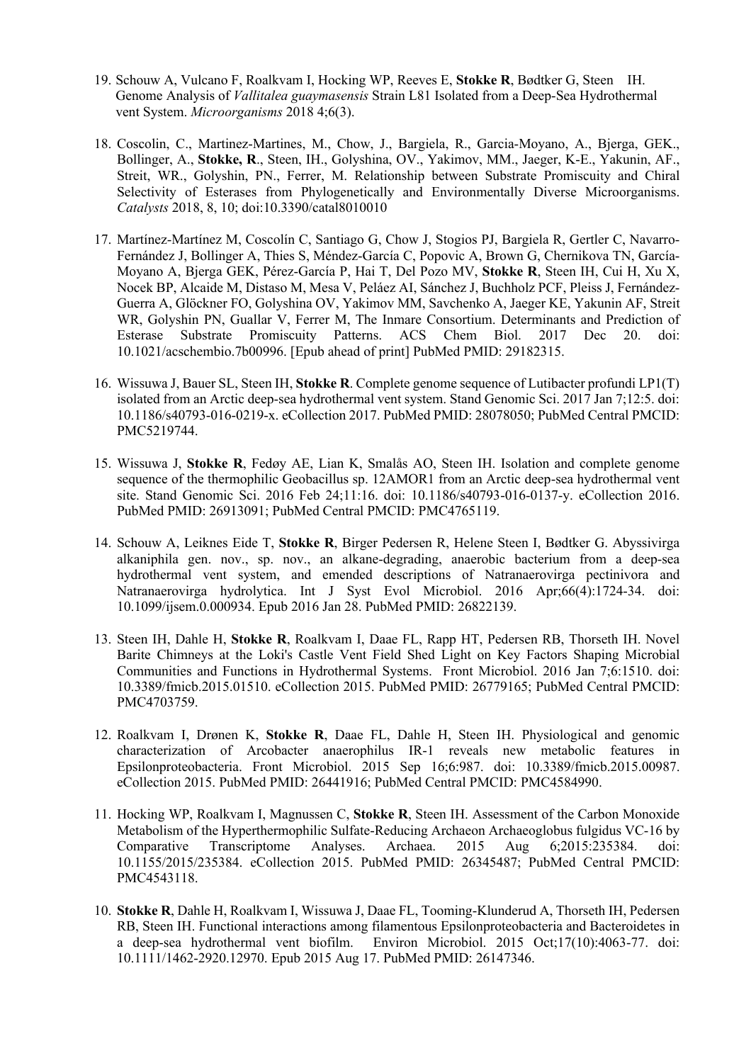19. Schouw A, Vulcano F, Roalkvam I, Hocking WP, Reeves E, **Stokke R**, Bødtker G, Steen IH. Genome Analysis of *Vallitalea guaymasensis* Strain L81 Isolated from a Deep-Sea Hydrothermal vent System. *Microorganisms* 2018 4;6(3).

18. Coscolin, C., Martinez-Martines, M., Chow, J., Bargiela, R., Garcia-Moyano, A., Bjerga, GEK., Bollinger, A., **Stokke, R**., Steen, IH., Golyshina, OV., Yakimov, MM., Jaeger, K-E., Yakunin, AF., Streit, WR., Golyshin, PN., Ferrer, M. Relationship between Substrate Promiscuity and Chiral Selectivity of Esterases from Phylogenetically and Environmentally Diverse Microorganisms. *Catalysts* 2018, 8, 10; doi:10.3390/catal8010010

17. Martínez-Martínez M, Coscolín C, Santiago G, Chow J, Stogios PJ, Bargiela R, Gertler C, Navarro-Fernández J, Bollinger A, Thies S, Méndez-García C, Popovic A, Brown G, Chernikova TN, García-Moyano A, Bjerga GEK, Pérez-García P, Hai T, Del Pozo MV, **Stokke R**, Steen IH, Cui H, Xu X, Nocek BP, Alcaide M, Distaso M, Mesa V, Peláez AI, Sánchez J, Buchholz PCF, Pleiss J, Fernández-Guerra A, Glöckner FO, Golyshina OV, Yakimov MM, Savchenko A, Jaeger KE, Yakunin AF, Streit WR, Golyshin PN, Guallar V, Ferrer M, The Inmare Consortium. Determinants and Prediction of Esterase Substrate Promiscuity Patterns. ACS Chem Biol. 2017 Dec 20. doi: 10.1021/acschembio.7b00996. [Epub ahead of print] PubMed PMID: 29182315.

16. Wissuwa J, Bauer SL, Steen IH, **Stokke R**. Complete genome sequence of Lutibacter profundi LP1(T) isolated from an Arctic deep-sea hydrothermal vent system. Stand Genomic Sci. 2017 Jan 7;12:5. doi: 10.1186/s40793-016-0219-x. eCollection 2017. PubMed PMID: 28078050; PubMed Central PMCID: PMC5219744.

15. Wissuwa J, **Stokke R**, Fedøy AE, Lian K, Smalås AO, Steen IH. Isolation and complete genome sequence of the thermophilic Geobacillus sp. 12AMOR1 from an Arctic deep-sea hydrothermal vent site. Stand Genomic Sci. 2016 Feb 24;11:16. doi: 10.1186/s40793-016-0137-y. eCollection 2016. PubMed PMID: 26913091; PubMed Central PMCID: PMC4765119.

14. Schouw A, Leiknes Eide T, **Stokke R**, Birger Pedersen R, Helene Steen I, Bødtker G. Abyssivirga alkaniphila gen. nov., sp. nov., an alkane-degrading, anaerobic bacterium from a deep-sea hydrothermal vent system, and emended descriptions of Natranaerovirga pectinivora and Natranaerovirga hydrolytica. Int J Syst Evol Microbiol. 2016 Apr;66(4):1724-34. doi: 10.1099/ijsem.0.000934. Epub 2016 Jan 28. PubMed PMID: 26822139.

13. Steen IH, Dahle H, **Stokke R**, Roalkvam I, Daae FL, Rapp HT, Pedersen RB, Thorseth IH. Novel Barite Chimneys at the Loki's Castle Vent Field Shed Light on Key Factors Shaping Microbial Communities and Functions in Hydrothermal Systems. Front Microbiol. 2016 Jan 7;6:1510. doi: 10.3389/fmicb.2015.01510. eCollection 2015. PubMed PMID: 26779165; PubMed Central PMCID: PMC4703759.

12. Roalkvam I, Drønen K, **Stokke R**, Daae FL, Dahle H, Steen IH. Physiological and genomic characterization of Arcobacter anaerophilus IR-1 reveals new metabolic features in Epsilonproteobacteria. Front Microbiol. 2015 Sep 16;6:987. doi: 10.3389/fmicb.2015.00987. eCollection 2015. PubMed PMID: 26441916; PubMed Central PMCID: PMC4584990.

11. Hocking WP, Roalkvam I, Magnussen C, **Stokke R**, Steen IH. Assessment of the Carbon Monoxide Metabolism of the Hyperthermophilic Sulfate-Reducing Archaeon Archaeoglobus fulgidus VC-16 by Comparative Transcriptome Analyses. Archaea. 2015 Aug 6;2015:235384. doi: 10.1155/2015/235384. eCollection 2015. PubMed PMID: 26345487; PubMed Central PMCID: PMC4543118.

10. **Stokke R**, Dahle H, Roalkvam I, Wissuwa J, Daae FL, Tooming-Klunderud A, Thorseth IH, Pedersen RB, Steen IH. Functional interactions among filamentous Epsilonproteobacteria and Bacteroidetes in a deep-sea hydrothermal vent biofilm. Environ Microbiol. 2015 Oct;17(10):4063-77. doi: 10.1111/1462-2920.12970. Epub 2015 Aug 17. PubMed PMID: 26147346.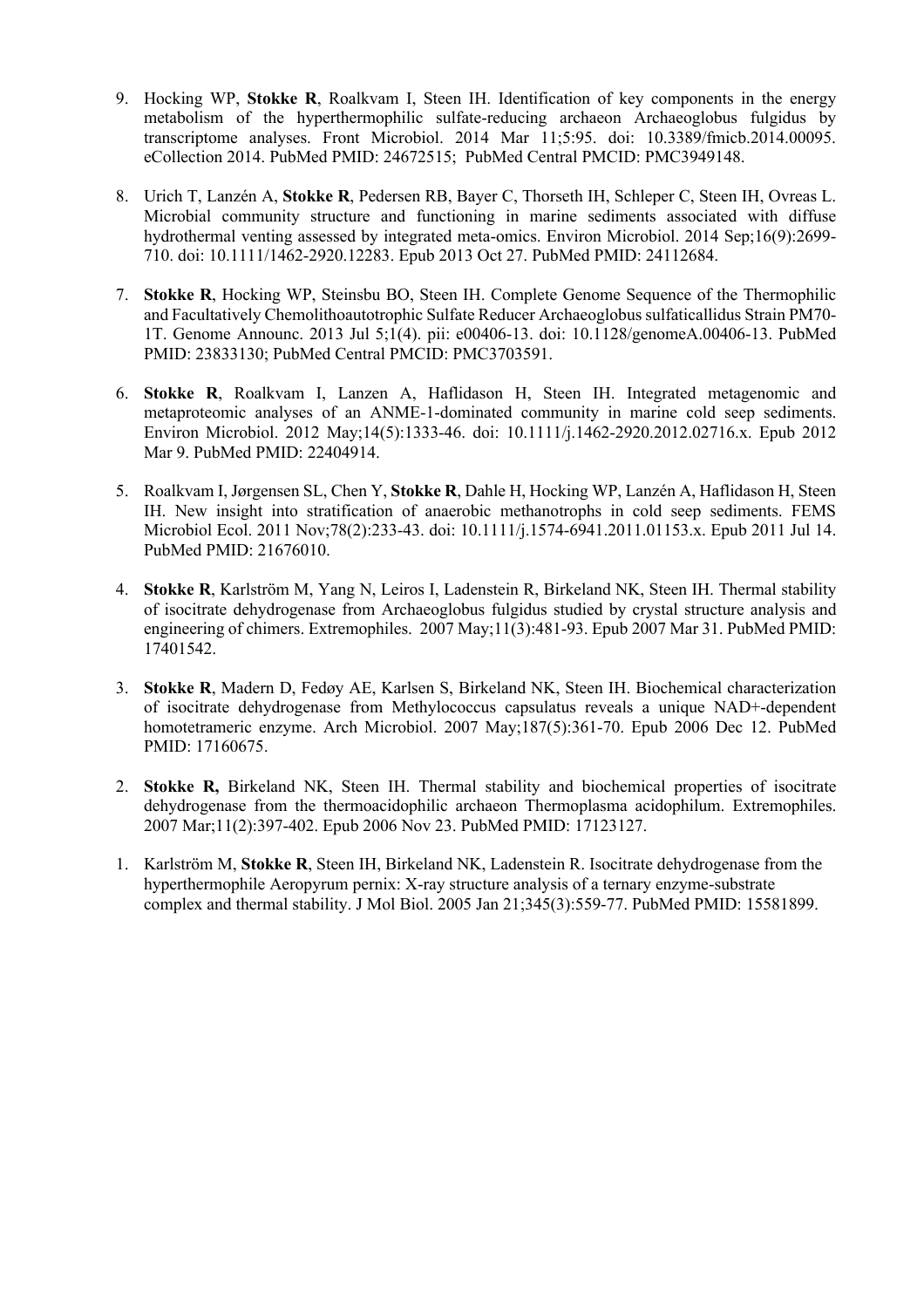9. Hocking WP, **Stokke R**, Roalkvam I, Steen IH. Identification of key components in the energy metabolism of the hyperthermophilic sulfate-reducing archaeon Archaeoglobus fulgidus by transcriptome analyses. Front Microbiol. 2014 Mar 11;5:95. doi: 10.3389/fmicb.2014.00095. eCollection 2014. PubMed PMID: 24672515; PubMed Central PMCID: PMC3949148.

8. Urich T, Lanzén A, **Stokke R**, Pedersen RB, Bayer C, Thorseth IH, Schleper C, Steen IH, Ovreas L. Microbial community structure and functioning in marine sediments associated with diffuse hydrothermal venting assessed by integrated meta-omics. Environ Microbiol. 2014 Sep;16(9):2699-710. doi: 10.1111/1462-2920.12283. Epub 2013 Oct 27. PubMed PMID: 24112684.

7. **Stokke R**, Hocking WP, Steinsbu BO, Steen IH. Complete Genome Sequence of the Thermophilic and Facultatively Chemolithoautotrophic Sulfate Reducer Archaeoglobus sulfaticallidus Strain PM70-1T. Genome Announc. 2013 Jul 5;1(4). pii: e00406-13. doi: 10.1128/genomeA.00406-13. PubMed PMID: 23833130; PubMed Central PMCID: PMC3703591.

6. **Stokke R**, Roalkvam I, Lanzen A, Haflidason H, Steen IH. Integrated metagenomic and metaproteomic analyses of an ANME-1-dominated community in marine cold seep sediments. Environ Microbiol. 2012 May;14(5):1333-46. doi: 10.1111/j.1462-2920.2012.02716.x. Epub 2012 Mar 9. PubMed PMID: 22404914.

5. Roalkvam I, Jørgensen SL, Chen Y, **Stokke R**, Dahle H, Hocking WP, Lanzén A, Haflidason H, Steen IH. New insight into stratification of anaerobic methanotrophs in cold seep sediments. FEMS Microbiol Ecol. 2011 Nov;78(2):233-43. doi: 10.1111/j.1574-6941.2011.01153.x. Epub 2011 Jul 14. PubMed PMID: 21676010.

4. **Stokke R**, Karlström M, Yang N, Leiros I, Ladenstein R, Birkeland NK, Steen IH. Thermal stability of isocitrate dehydrogenase from Archaeoglobus fulgidus studied by crystal structure analysis and engineering of chimers. Extremophiles. 2007 May;11(3):481-93. Epub 2007 Mar 31. PubMed PMID: 17401542.

3. **Stokke R**, Madern D, Fedøy AE, Karlsen S, Birkeland NK, Steen IH. Biochemical characterization of isocitrate dehydrogenase from Methylococcus capsulatus reveals a unique NAD+-dependent homotetrameric enzyme. Arch Microbiol. 2007 May;187(5):361-70. Epub 2006 Dec 12. PubMed PMID: 17160675.

2. **Stokke R,** Birkeland NK, Steen IH. Thermal stability and biochemical properties of isocitrate dehydrogenase from the thermoacidophilic archaeon Thermoplasma acidophilum. Extremophiles. 2007 Mar;11(2):397-402. Epub 2006 Nov 23. PubMed PMID: 17123127.

1. Karlström M, **Stokke R**, Steen IH, Birkeland NK, Ladenstein R. Isocitrate dehydrogenase from the hyperthermophile Aeropyrum pernix: X-ray structure analysis of a ternary enzyme-substrate complex and thermal stability. J Mol Biol. 2005 Jan 21;345(3):559-77. PubMed PMID: 15581899.